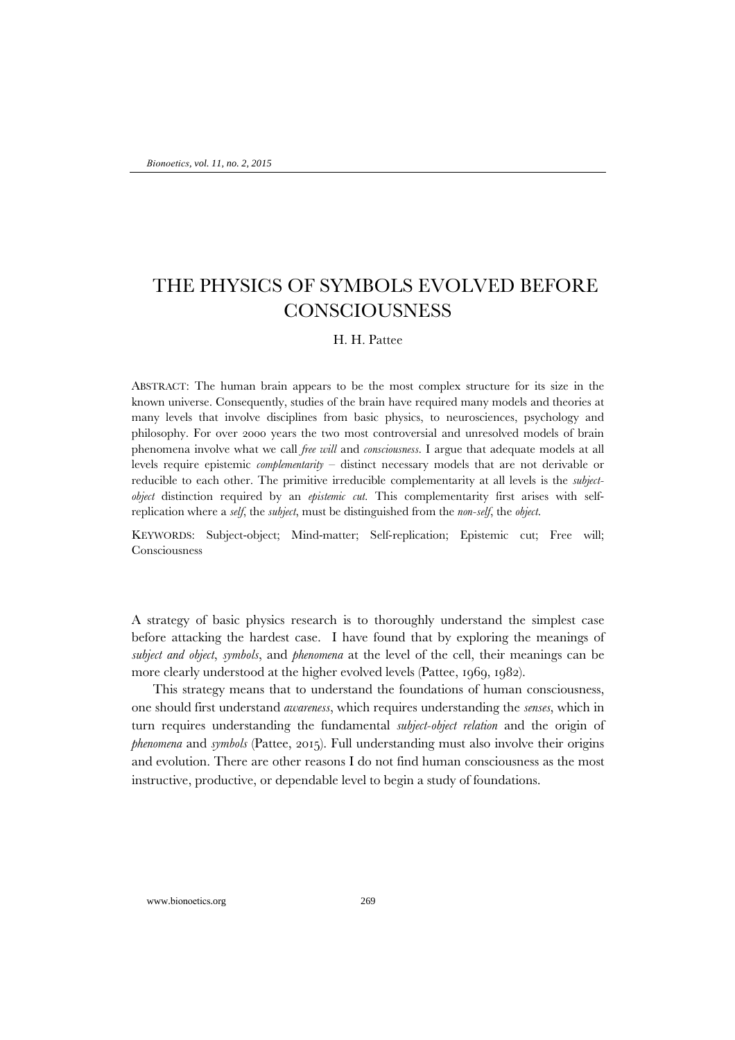# THE PHYSICS OF SYMBOLS EVOLVED BEFORE CONSCIOUSNESS

H. H. Pattee

ABSTRACT: The human brain appears to be the most complex structure for its size in the known universe. Consequently, studies of the brain have required many models and theories at many levels that involve disciplines from basic physics, to neurosciences, psychology and philosophy. For over 2000 years the two most controversial and unresolved models of brain phenomena involve what we call *free will* and *consciousness*. I argue that adequate models at all levels require epistemic *complementarity* – distinct necessary models that are not derivable or reducible to each other. The primitive irreducible complementarity at all levels is the *subject-object* distinction required by an *epistemic cut*. This complementarity first arises with self-replication where a *self*, the *subject*, must be distinguished from the *non-self*, the *object*.

KEYWORDS: Subject-object; Mind-matter; Self-replication; Epistemic cut; Free will; Consciousness

A strategy of basic physics research is to thoroughly understand the simplest case before attacking the hardest case. I have found that by exploring the meanings of *subject and object*, *symbols*, and *phenomena* at the level of the cell, their meanings can be more clearly understood at the higher evolved levels (Pattee, 1969, 1982).

This strategy means that to understand the foundations of human consciousness, one should first understand *awareness*, which requires understanding the *senses*, which in turn requires understanding the fundamental *subject-object relation* and the origin of *phenomena* and *symbols* (Pattee, 2015). Full understanding must also involve their origins and evolution. There are other reasons I do not find human consciousness as the most instructive, productive, or dependable level to begin a study of foundations.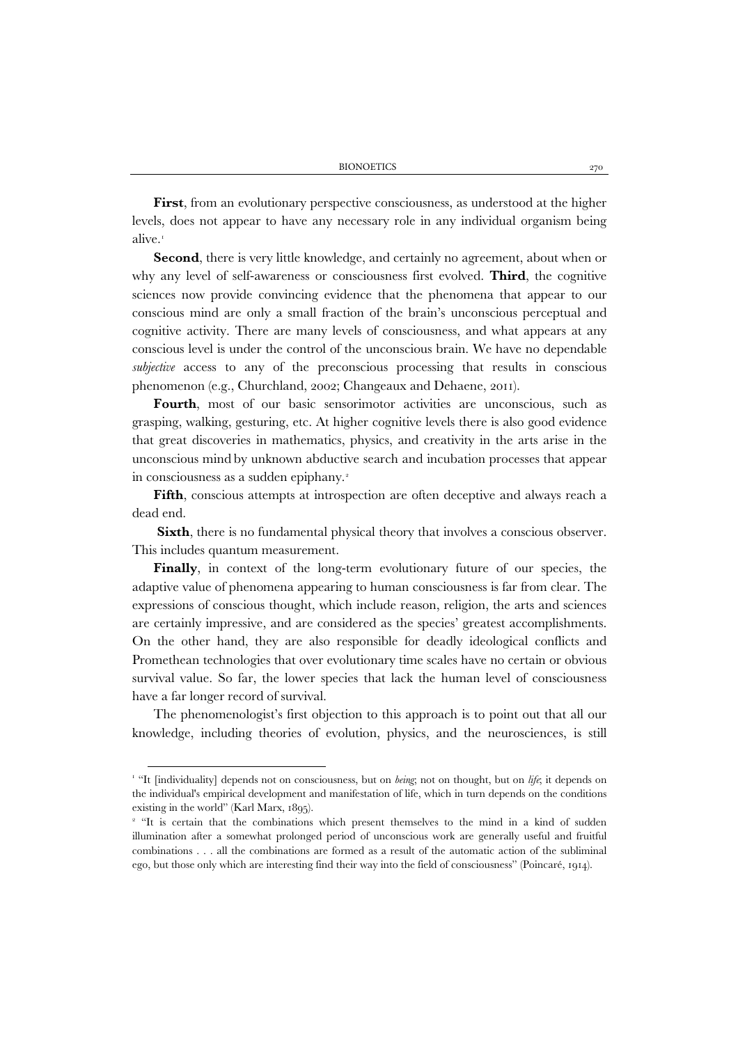**First**, from an evolutionary perspective consciousness, as understood at the higher levels, does not appear to have any necessary role in any individual organism being alive.[1]

**Second**, there is very little knowledge, and certainly no agreement, about when or why any level of self-awareness or consciousness first evolved. **Third**, the cognitive sciences now provide convincing evidence that the phenomena that appear to our conscious mind are only a small fraction of the brain's unconscious perceptual and cognitive activity. There are many levels of consciousness, and what appears at any conscious level is under the control of the unconscious brain. We have no dependable *subjective* access to any of the preconscious processing that results in conscious phenomenon (e.g., Churchland, 2002; Changeaux and Dehaene, 2011).

**Fourth**, most of our basic sensorimotor activities are unconscious, such as grasping, walking, gesturing, etc. At higher cognitive levels there is also good evidence that great discoveries in mathematics, physics, and creativity in the arts arise in the unconscious mind by unknown abductive search and incubation processes that appear in consciousness as a sudden epiphany.[2]

**Fifth**, conscious attempts at introspection are often deceptive and always reach a dead end.

**Sixth**, there is no fundamental physical theory that involves a conscious observer. This includes quantum measurement.

**Finally**, in context of the long-term evolutionary future of our species, the adaptive value of phenomena appearing to human consciousness is far from clear. The expressions of conscious thought, which include reason, religion, the arts and sciences are certainly impressive, and are considered as the species' greatest accomplishments. On the other hand, they are also responsible for deadly ideological conflicts and Promethean technologies that over evolutionary time scales have no certain or obvious survival value. So far, the lower species that lack the human level of consciousness have a far longer record of survival.

The phenomenologist's first objection to this approach is to point out that all our knowledge, including theories of evolution, physics, and the neurosciences, is still

---

[1] "It [individuality] depends not on consciousness, but on *being*; not on thought, but on *life*; it depends on the individual's empirical development and manifestation of life, which in turn depends on the conditions existing in the world" (Karl Marx, 1895).

[2] "It is certain that the combinations which present themselves to the mind in a kind of sudden illumination after a somewhat prolonged period of unconscious work are generally useful and fruitful combinations . . . all the combinations are formed as a result of the automatic action of the subliminal ego, but those only which are interesting find their way into the field of consciousness" (Poincaré, 1914).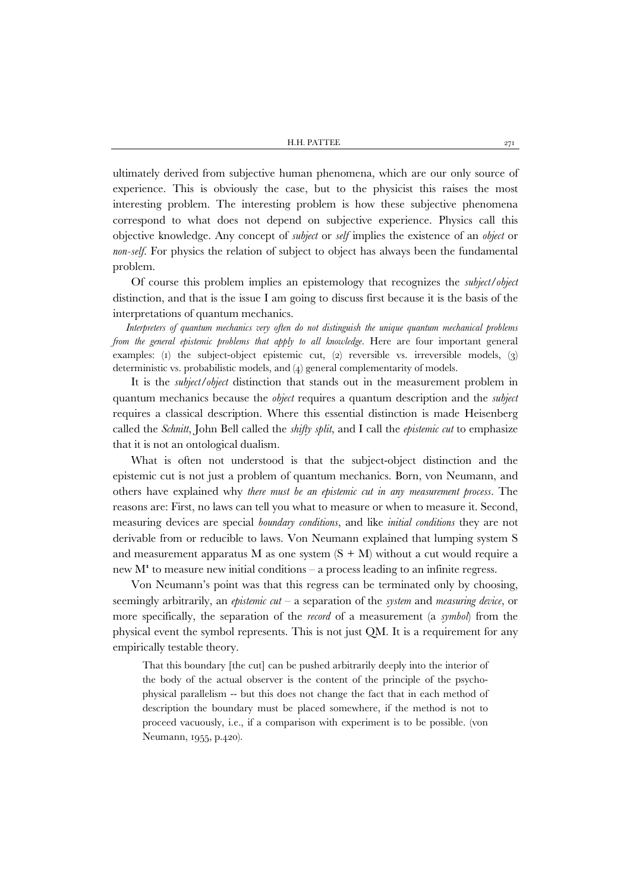ultimately derived from subjective human phenomena, which are our only source of experience. This is obviously the case, but to the physicist this raises the most interesting problem. The interesting problem is how these subjective phenomena correspond to what does not depend on subjective experience. Physics call this objective knowledge. Any concept of *subject* or *self* implies the existence of an *object* or *non-self*. For physics the relation of subject to object has always been the fundamental problem.

Of course this problem implies an epistemology that recognizes the *subject/object* distinction, and that is the issue I am going to discuss first because it is the basis of the interpretations of quantum mechanics.

*Interpreters of quantum mechanics very often do not distinguish the unique quantum mechanical problems from the general epistemic problems that apply to all knowledge*. Here are four important general examples: (1) the subject-object epistemic cut, (2) reversible vs. irreversible models, (3) deterministic vs. probabilistic models, and (4) general complementarity of models.

It is the *subject/object* distinction that stands out in the measurement problem in quantum mechanics because the *object* requires a quantum description and the *subject* requires a classical description. Where this essential distinction is made Heisenberg called the *Schnitt*, John Bell called the *shifty split*, and I call the *epistemic cut* to emphasize that it is not an ontological dualism.

What is often not understood is that the subject-object distinction and the epistemic cut is not just a problem of quantum mechanics. Born, von Neumann, and others have explained why *there must be an epistemic cut in any measurement process*. The reasons are: First, no laws can tell you what to measure or when to measure it. Second, measuring devices are special *boundary conditions*, and like *initial conditions* they are not derivable from or reducible to laws. Von Neumann explained that lumping system S and measurement apparatus M as one system (S + M) without a cut would require a new M' to measure new initial conditions – a process leading to an infinite regress.

Von Neumann's point was that this regress can be terminated only by choosing, seemingly arbitrarily, an *epistemic cut* – a separation of the *system* and *measuring device*, or more specifically, the separation of the *record* of a measurement (a *symbol*) from the physical event the symbol represents. This is not just QM. It is a requirement for any empirically testable theory.

> That this boundary [the cut] can be pushed arbitrarily deeply into the interior of the body of the actual observer is the content of the principle of the psycho-physical parallelism -- but this does not change the fact that in each method of description the boundary must be placed somewhere, if the method is not to proceed vacuously, i.e., if a comparison with experiment is to be possible. (von Neumann, 1955, p.420).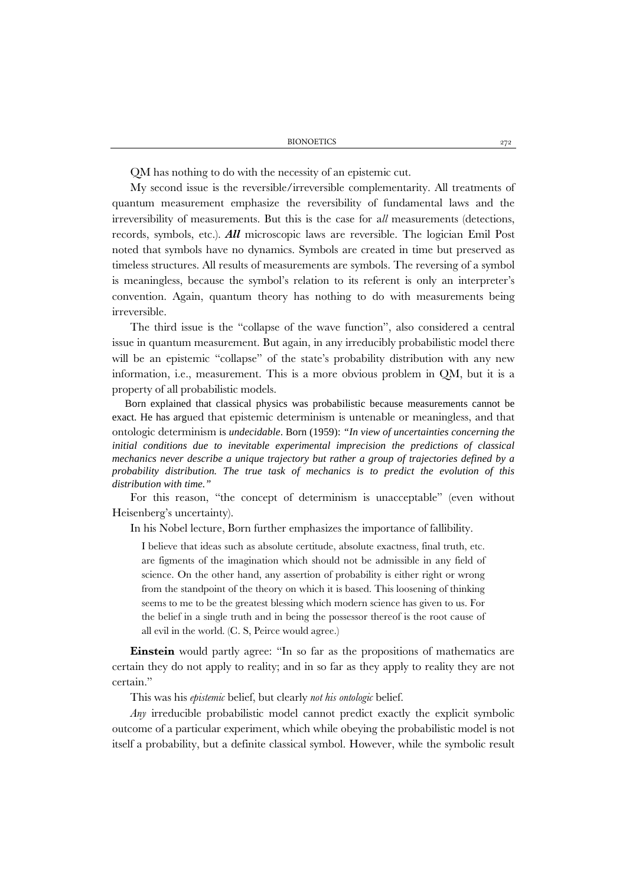QM has nothing to do with the necessity of an epistemic cut.

My second issue is the reversible/irreversible complementarity. All treatments of quantum measurement emphasize the reversibility of fundamental laws and the irreversibility of measurements. But this is the case for a*ll* measurements (detections, records, symbols, etc.). ***All*** microscopic laws are reversible. The logician Emil Post noted that symbols have no dynamics. Symbols are created in time but preserved as timeless structures. All results of measurements are symbols. The reversing of a symbol is meaningless, because the symbol's relation to its referent is only an interpreter's convention. Again, quantum theory has nothing to do with measurements being irreversible.

The third issue is the "collapse of the wave function", also considered a central issue in quantum measurement. But again, in any irreducibly probabilistic model there will be an epistemic "collapse" of the state's probability distribution with any new information, i.e., measurement. This is a more obvious problem in QM, but it is a property of all probabilistic models.

Born explained that classical physics was probabilistic because measurements cannot be exact. He has argued that epistemic determinism is untenable or meaningless, and that ontologic determinism is *undecidable*. Born (1959): *"In view of uncertainties concerning the initial conditions due to inevitable experimental imprecision the predictions of classical mechanics never describe a unique trajectory but rather a group of trajectories defined by a probability distribution. The true task of mechanics is to predict the evolution of this distribution with time."*

For this reason, "the concept of determinism is unacceptable" (even without Heisenberg's uncertainty).

In his Nobel lecture, Born further emphasizes the importance of fallibility.

> I believe that ideas such as absolute certitude, absolute exactness, final truth, etc. are figments of the imagination which should not be admissible in any field of science. On the other hand, any assertion of probability is either right or wrong from the standpoint of the theory on which it is based. This loosening of thinking seems to me to be the greatest blessing which modern science has given to us. For the belief in a single truth and in being the possessor thereof is the root cause of all evil in the world. (C. S, Peirce would agree.)

**Einstein** would partly agree: "In so far as the propositions of mathematics are certain they do not apply to reality; and in so far as they apply to reality they are not certain."

This was his *epistemic* belief, but clearly *not his ontologic* belief.

*Any* irreducible probabilistic model cannot predict exactly the explicit symbolic outcome of a particular experiment, which while obeying the probabilistic model is not itself a probability, but a definite classical symbol. However, while the symbolic result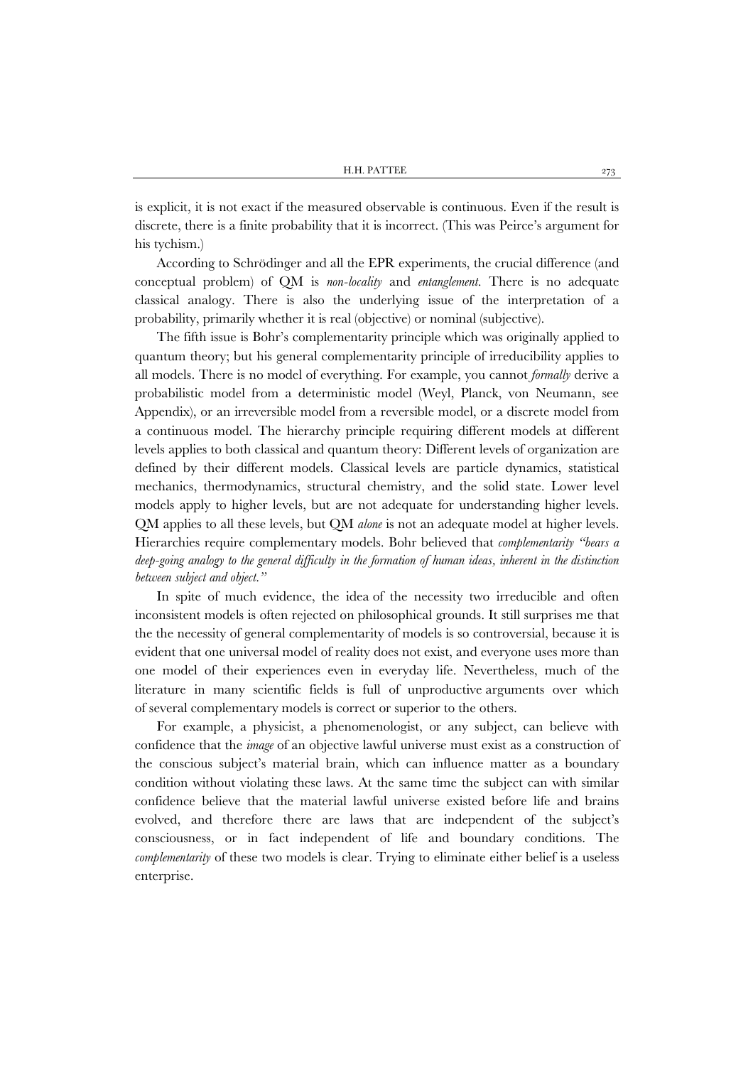is explicit, it is not exact if the measured observable is continuous. Even if the result is discrete, there is a finite probability that it is incorrect. (This was Peirce's argument for his tychism.)

According to Schrödinger and all the EPR experiments, the crucial difference (and conceptual problem) of QM is *non-locality* and *entanglement*. There is no adequate classical analogy. There is also the underlying issue of the interpretation of a probability, primarily whether it is real (objective) or nominal (subjective).

The fifth issue is Bohr's complementarity principle which was originally applied to quantum theory; but his general complementarity principle of irreducibility applies to all models. There is no model of everything. For example, you cannot *formally* derive a probabilistic model from a deterministic model (Weyl, Planck, von Neumann, see Appendix), or an irreversible model from a reversible model, or a discrete model from a continuous model. The hierarchy principle requiring different models at different levels applies to both classical and quantum theory: Different levels of organization are defined by their different models. Classical levels are particle dynamics, statistical mechanics, thermodynamics, structural chemistry, and the solid state. Lower level models apply to higher levels, but are not adequate for understanding higher levels. QM applies to all these levels, but QM *alone* is not an adequate model at higher levels. Hierarchies require complementary models. Bohr believed that *complementarity "bears a deep-going analogy to the general difficulty in the formation of human ideas, inherent in the distinction between subject and object."*

In spite of much evidence, the idea of the necessity two irreducible and often inconsistent models is often rejected on philosophical grounds. It still surprises me that the the necessity of general complementarity of models is so controversial, because it is evident that one universal model of reality does not exist, and everyone uses more than one model of their experiences even in everyday life. Nevertheless, much of the literature in many scientific fields is full of unproductive arguments over which of several complementary models is correct or superior to the others.

For example, a physicist, a phenomenologist, or any subject, can believe with confidence that the *image* of an objective lawful universe must exist as a construction of the conscious subject's material brain, which can influence matter as a boundary condition without violating these laws. At the same time the subject can with similar confidence believe that the material lawful universe existed before life and brains evolved, and therefore there are laws that are independent of the subject's consciousness, or in fact independent of life and boundary conditions. The *complementarity* of these two models is clear. Trying to eliminate either belief is a useless enterprise.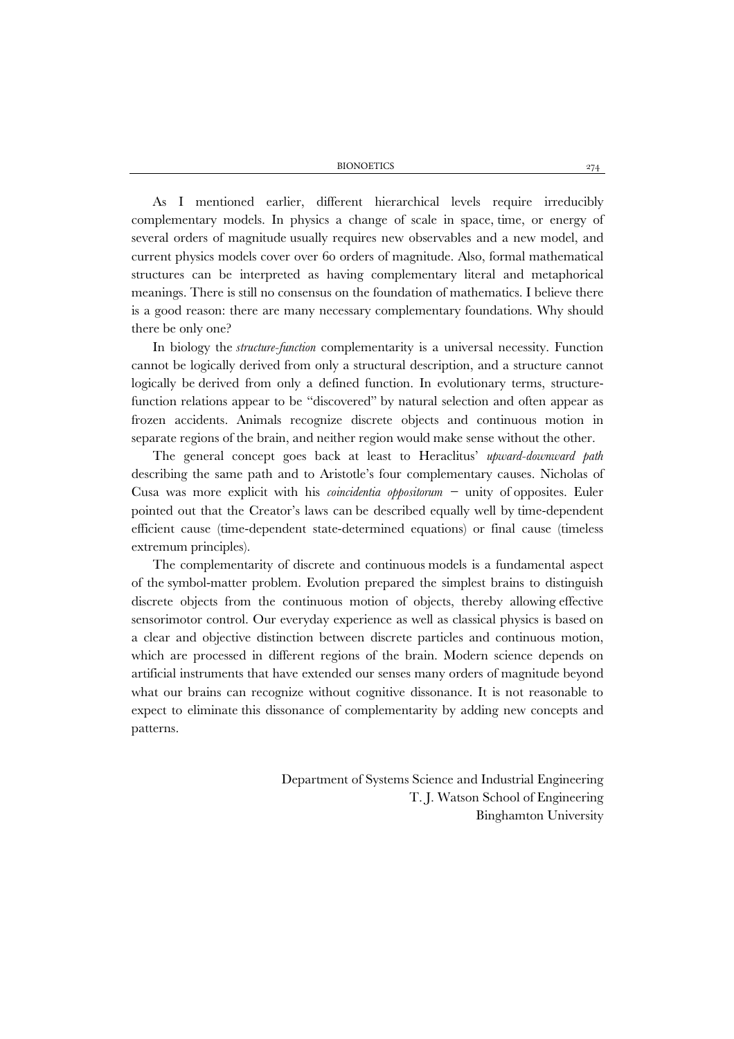As I mentioned earlier, different hierarchical levels require irreducibly complementary models. In physics a change of scale in space, time, or energy of several orders of magnitude usually requires new observables and a new model, and current physics models cover over 60 orders of magnitude. Also, formal mathematical structures can be interpreted as having complementary literal and metaphorical meanings. There is still no consensus on the foundation of mathematics. I believe there is a good reason: there are many necessary complementary foundations. Why should there be only one?

In biology the *structure-function* complementarity is a universal necessity. Function cannot be logically derived from only a structural description, and a structure cannot logically be derived from only a defined function. In evolutionary terms, structure-function relations appear to be "discovered" by natural selection and often appear as frozen accidents. Animals recognize discrete objects and continuous motion in separate regions of the brain, and neither region would make sense without the other.

The general concept goes back at least to Heraclitus' *upward-downward path* describing the same path and to Aristotle's four complementary causes. Nicholas of Cusa was more explicit with his *coincidentia oppositorum* – unity of opposites. Euler pointed out that the Creator's laws can be described equally well by time-dependent efficient cause (time-dependent state-determined equations) or final cause (timeless extremum principles).

The complementarity of discrete and continuous models is a fundamental aspect of the symbol-matter problem. Evolution prepared the simplest brains to distinguish discrete objects from the continuous motion of objects, thereby allowing effective sensorimotor control. Our everyday experience as well as classical physics is based on a clear and objective distinction between discrete particles and continuous motion, which are processed in different regions of the brain. Modern science depends on artificial instruments that have extended our senses many orders of magnitude beyond what our brains can recognize without cognitive dissonance. It is not reasonable to expect to eliminate this dissonance of complementarity by adding new concepts and patterns.

Department of Systems Science and Industrial Engineering
T. J. Watson School of Engineering
Binghamton University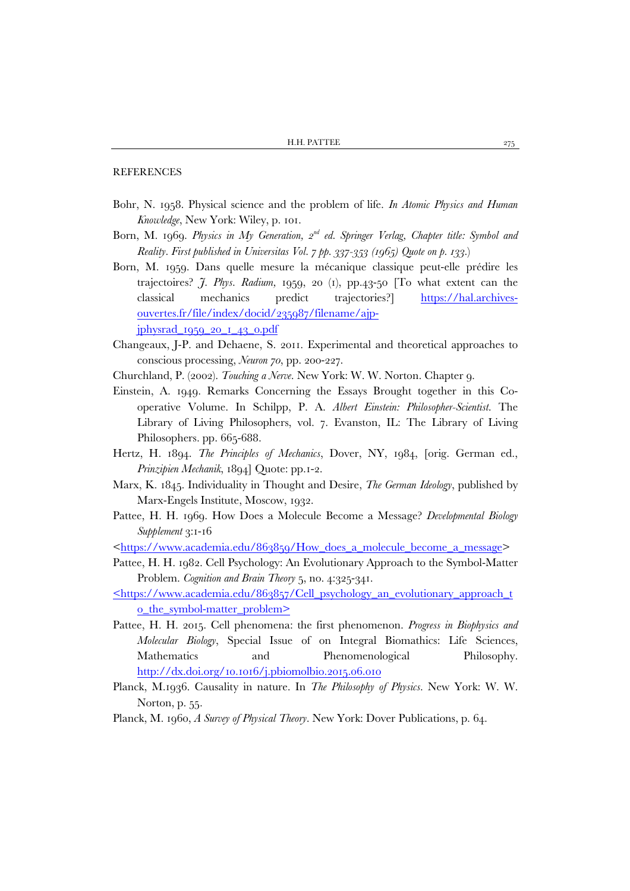REFERENCES

Bohr, N. 1958. Physical science and the problem of life. *In Atomic Physics and Human Knowledge*, New York: Wiley, p. 101.

Born, M. 1969. *Physics in My Generation, 2nd ed. Springer Verlag, Chapter title: Symbol and Reality. First published in Universitas Vol. 7 pp. 337-353 (1965) Quote on p. 133.*)

Born, M. 1959. Dans quelle mesure la mécanique classique peut-elle prédire les trajectoires? *J. Phys. Radium,* 1959, 20 (1), pp.43-50 [To what extent can the classical mechanics predict trajectories?] https://hal.archives-ouvertes.fr/file/index/docid/235987/filename/ajp-jphysrad_1959_20_1_43_0.pdf

Changeaux, J-P. and Dehaene, S. 2011. Experimental and theoretical approaches to conscious processing, *Neuron 70*, pp. 200-227.

Churchland, P. (2002). *Touching a Nerve*. New York: W. W. Norton. Chapter 9.

Einstein, A. 1949. Remarks Concerning the Essays Brought together in this Co-operative Volume. In Schilpp, P. A. *Albert Einstein: Philosopher-Scientist.* The Library of Living Philosophers, vol. 7. Evanston, IL: The Library of Living Philosophers. pp. 665-688.

Hertz, H. 1894. *The Principles of Mechanics*, Dover, NY, 1984, [orig. German ed., *Prinzipien Mechanik*, 1894] Quote: pp.1-2.

Marx, K. 1845. Individuality in Thought and Desire, *The German Ideology*, published by Marx-Engels Institute, Moscow, 1932.

Pattee, H. H. 1969. How Does a Molecule Become a Message? *Developmental Biology Supplement* 3:1-16

<https://www.academia.edu/863859/How_does_a_molecule_become_a_message>

Pattee, H. H. 1982. Cell Psychology: An Evolutionary Approach to the Symbol-Matter Problem. *Cognition and Brain Theory* 5, no. 4:325-341.

<https://www.academia.edu/863857/Cell_psychology_an_evolutionary_approach_to_the_symbol-matter_problem>

Pattee, H. H. 2015. Cell phenomena: the first phenomenon. *Progress in Biophysics and Molecular Biology*, Special Issue of on Integral Biomathics: Life Sciences, Mathematics and Phenomenological Philosophy. http://dx.doi.org/10.1016/j.pbiomolbio.2015.06.010

Planck, M.1936. Causality in nature. In *The Philosophy of Physics*. New York: W. W. Norton, p. 55.

Planck, M. 1960, *A Survey of Physical Theory*. New York: Dover Publications, p. 64.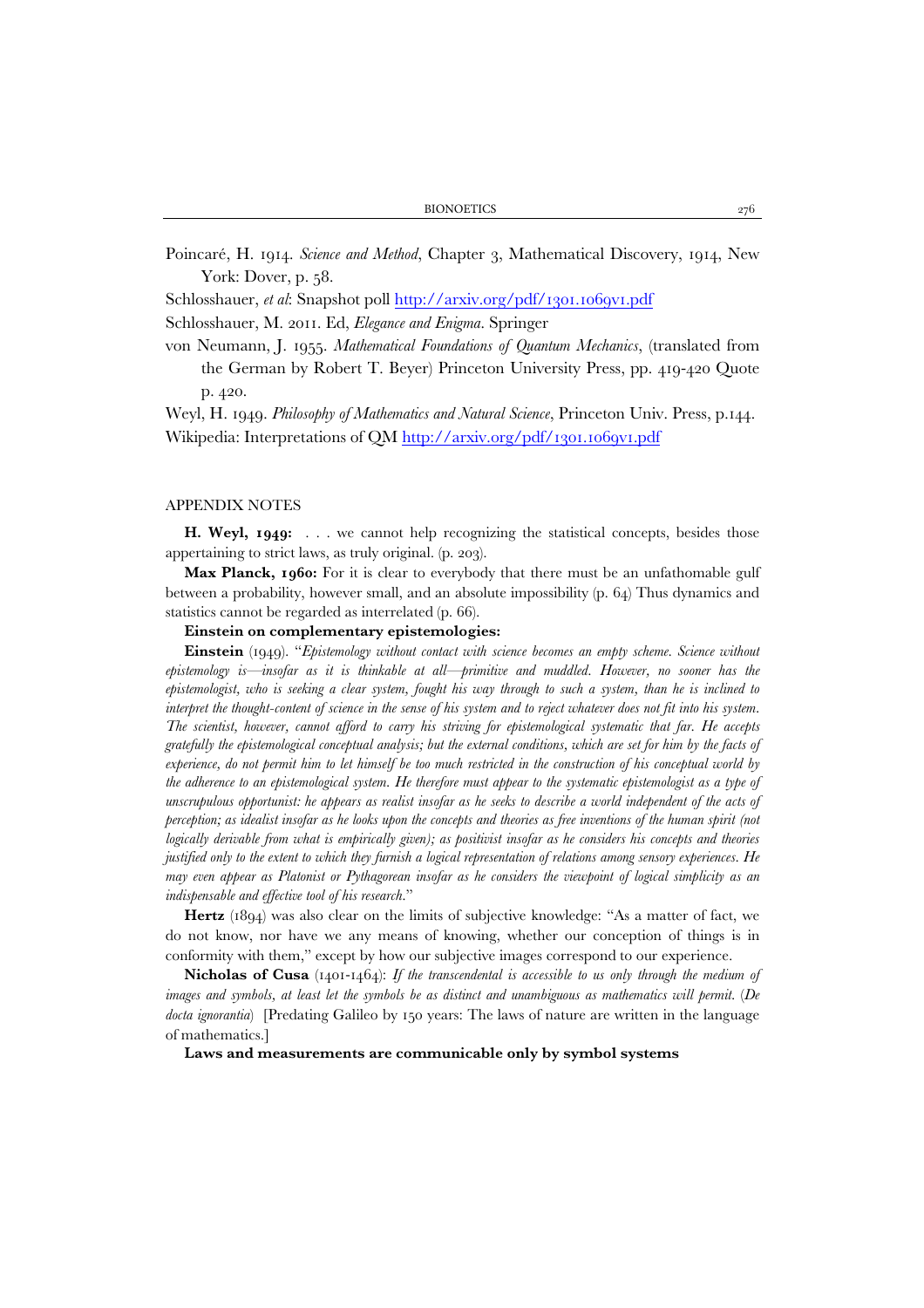Poincaré, H. 1914. *Science and Method*, Chapter 3, Mathematical Discovery, 1914, New York: Dover, p. 58.

Schlosshauer, *et al*: Snapshot poll http://arxiv.org/pdf/1301.1069v1.pdf

Schlosshauer, M. 2011. Ed, *Elegance and Enigma*. Springer

von Neumann, J. 1955. *Mathematical Foundations of Quantum Mechanics*, (translated from the German by Robert T. Beyer) Princeton University Press, pp. 419-420 Quote p. 420.

Weyl, H. 1949. *Philosophy of Mathematics and Natural Science*, Princeton Univ. Press, p.144.

Wikipedia: Interpretations of QM http://arxiv.org/pdf/1301.1069v1.pdf

## APPENDIX NOTES

**H. Weyl, 1949:** . . . we cannot help recognizing the statistical concepts, besides those appertaining to strict laws, as truly original. (p. 203).

**Max Planck, 1960:** For it is clear to everybody that there must be an unfathomable gulf between a probability, however small, and an absolute impossibility (p. 64) Thus dynamics and statistics cannot be regarded as interrelated (p. 66).

**Einstein on complementary epistemologies:**

**Einstein** (1949). "*Epistemology without contact with science becomes an empty scheme. Science without epistemology is—insofar as it is thinkable at all—primitive and muddled. However, no sooner has the epistemologist, who is seeking a clear system, fought his way through to such a system, than he is inclined to interpret the thought-content of science in the sense of his system and to reject whatever does not fit into his system. The scientist, however, cannot afford to carry his striving for epistemological systematic that far. He accepts gratefully the epistemological conceptual analysis; but the external conditions, which are set for him by the facts of experience, do not permit him to let himself be too much restricted in the construction of his conceptual world by the adherence to an epistemological system. He therefore must appear to the systematic epistemologist as a type of unscrupulous opportunist: he appears as realist insofar as he seeks to describe a world independent of the acts of perception; as idealist insofar as he looks upon the concepts and theories as free inventions of the human spirit (not logically derivable from what is empirically given); as positivist insofar as he considers his concepts and theories justified only to the extent to which they furnish a logical representation of relations among sensory experiences. He may even appear as Platonist or Pythagorean insofar as he considers the viewpoint of logical simplicity as an indispensable and effective tool of his research.*"

**Hertz** (1894) was also clear on the limits of subjective knowledge: "As a matter of fact, we do not know, nor have we any means of knowing, whether our conception of things is in conformity with them," except by how our subjective images correspond to our experience.

**Nicholas of Cusa** (1401-1464): *If the transcendental is accessible to us only through the medium of images and symbols, at least let the symbols be as distinct and unambiguous as mathematics will permit.* (*De docta ignorantia*) [Predating Galileo by 150 years: The laws of nature are written in the language of mathematics.]

**Laws and measurements are communicable only by symbol systems**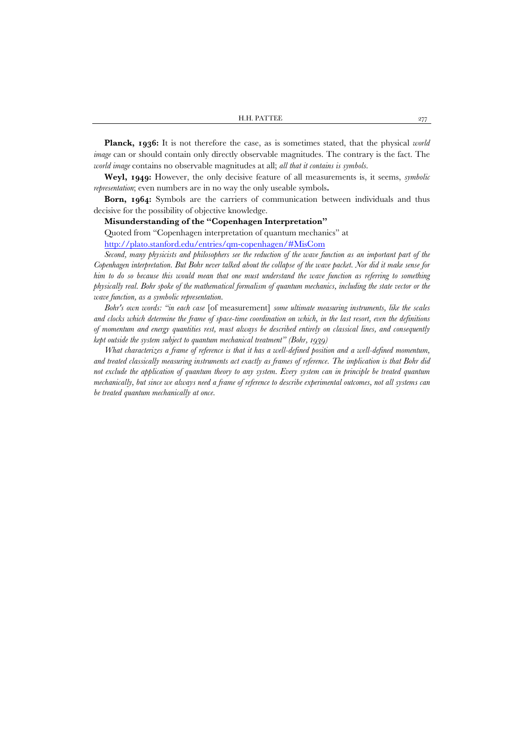**Planck, 1936:** It is not therefore the case, as is sometimes stated, that the physical *world image* can or should contain only directly observable magnitudes. The contrary is the fact. The *world image* contains no observable magnitudes at all; *all that it contains is symbols.*

**Weyl, 1949:** However, the only decisive feature of all measurements is, it seems, *symbolic representation*; even numbers are in no way the only useable symbols**.**

**Born, 1964:** Symbols are the carriers of communication between individuals and thus decisive for the possibility of objective knowledge.

**Misunderstanding of the "Copenhagen Interpretation"**

Quoted from "Copenhagen interpretation of quantum mechanics" at

http://plato.stanford.edu/entries/qm-copenhagen/#MisCom

*Second, many physicists and philosophers see the reduction of the wave function as an important part of the Copenhagen interpretation. But Bohr never talked about the collapse of the wave packet. Nor did it make sense for him to do so because this would mean that one must understand the wave function as referring to something physically real. Bohr spoke of the mathematical formalism of quantum mechanics, including the state vector or the wave function, as a symbolic representation.*

*Bohr's own words: "in each case* [of measurement] *some ultimate measuring instruments, like the scales and clocks which determine the frame of space-time coordination on which, in the last resort, even the definitions of momentum and energy quantities rest, must always be described entirely on classical lines, and consequently kept outside the system subject to quantum mechanical treatment" (Bohr, 1939)*

*What characterizes a frame of reference is that it has a well-defined position and a well-defined momentum, and treated classically measuring instruments act exactly as frames of reference. The implication is that Bohr did not exclude the application of quantum theory to any system. Every system can in principle be treated quantum mechanically, but since we always need a frame of reference to describe experimental outcomes, not all systems can be treated quantum mechanically at once.*